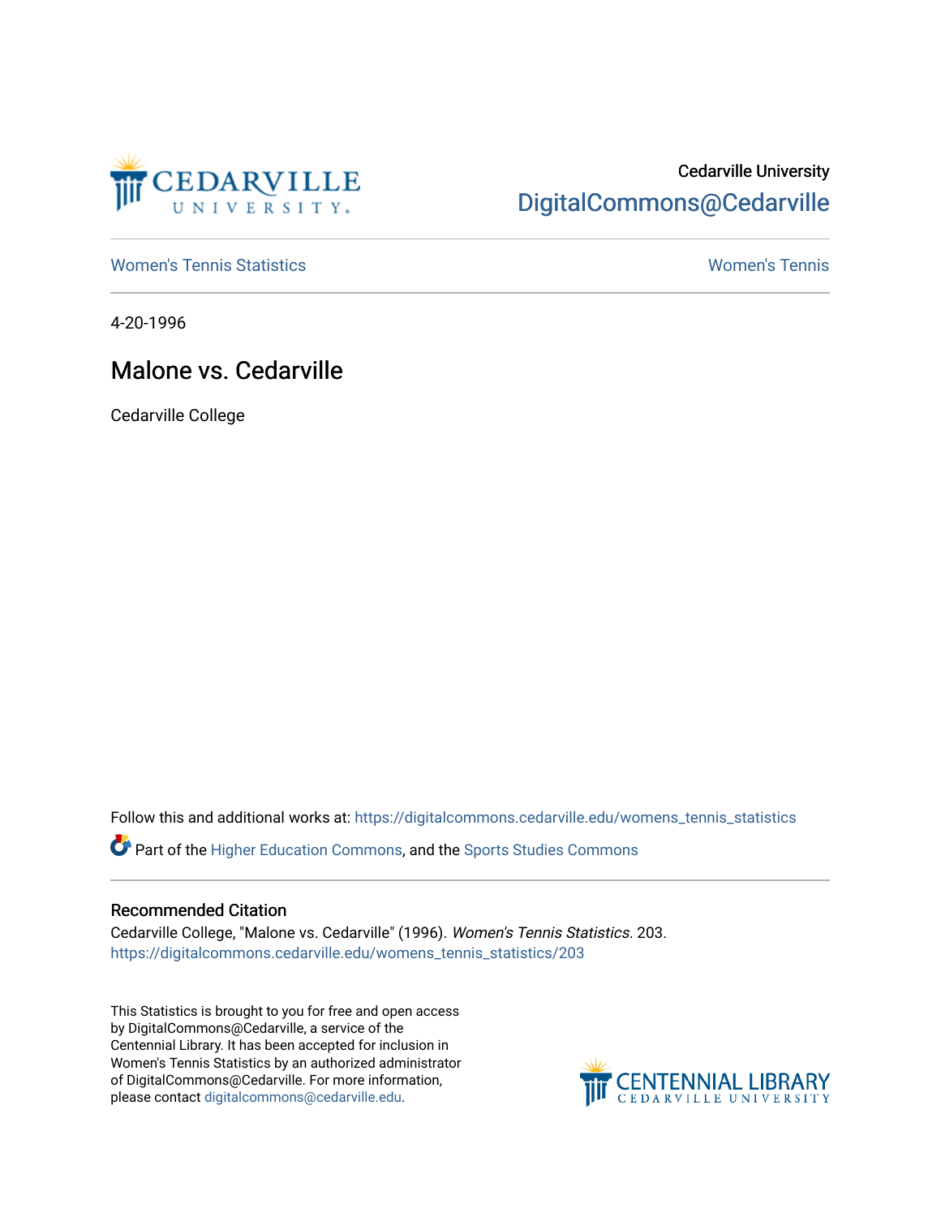Cedarville University
DigitalCommons@Cedarville

Women's Tennis Statistics

Women's Tennis

4-20-1996

# Malone vs. Cedarville

Cedarville College

Follow this and additional works at: https://digitalcommons.cedarville.edu/womens_tennis_statistics

Part of the Higher Education Commons, and the Sports Studies Commons

## Recommended Citation

Cedarville College, "Malone vs. Cedarville" (1996). *Women's Tennis Statistics*. 203.
https://digitalcommons.cedarville.edu/womens_tennis_statistics/203

This Statistics is brought to you for free and open access by DigitalCommons@Cedarville, a service of the Centennial Library. It has been accepted for inclusion in Women's Tennis Statistics by an authorized administrator of DigitalCommons@Cedarville. For more information, please contact digitalcommons@cedarville.edu.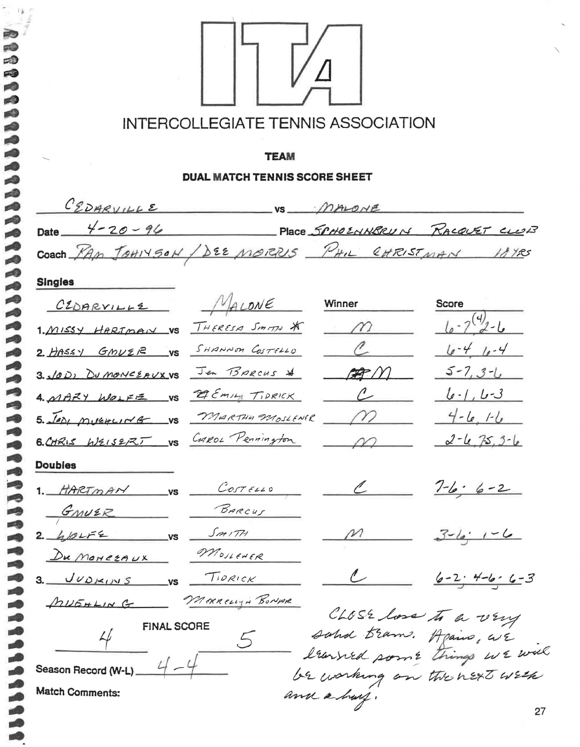# INTERCOLLEGIATE TENNIS ASSOCIATION

**TEAM**

**DUAL MATCH TENNIS SCORE SHEET**

CEDARVILLE vs MALONE

Date 4-20-96 Place SCHOENBRUN RACQUET CLUB

Coach PAM JOHNSON / DEE MORRIS PHIL CHRISTMAN 18 YRS

### Singles

| CEDARVILLE | | MALONE | Winner | Score |
|---|---|---|---|---|
| 1. MISSY HARTMAN | vs | THERESA SMITH * | M | 6-7(4), 2-6 |
| 2. HASSY GMUER | vs | SHANNON COSTELLO | C | 6-4, 6-4 |
| 3. JODI DUMONCEAUX | vs | Jen Barcus * | M | 5-7, 3-6 |
| 4. MARY WOLFE | vs | Emily Tidrick | C | 6-1, 6-3 |
| 5. JODI MUEHLING | vs | MARTHA MOSLENER | M | 4-6, 1-6 |
| 6. CHRIS WEISERT | vs | Carol Pennington | M | 2-6, 7-5, 3-6 |

### Doubles

| | | | Winner | Score |
|---|---|---|---|---|
| 1. HARTMAN / GMUER | vs | COSTELLO / BARCUS | C | 7-6; 6-2 |
| 2. WOLFE / DUMONCEAUX | vs | SMITH / MOSLENER | M | 3-6; 1-6 |
| 3. JUDKINS / MUEHLING | vs | TIDRICK / MERRELLYN BONAR | C | 6-2; 4-6; 6-3 |

**FINAL SCORE** 4 5

Season Record (W-L) 4-4

Match Comments:

CLOSE loss to a very solid team. Again, we learned some things we will be working on the next week and a half.